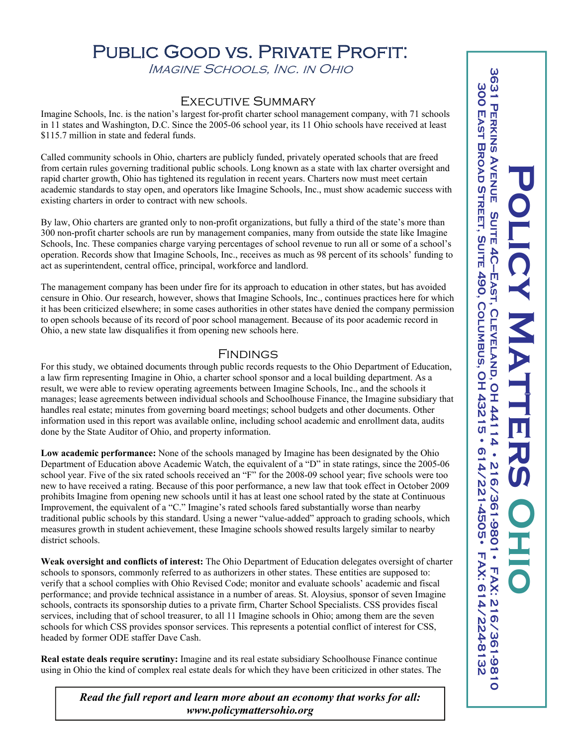# Public Good vs. Private Profit:

*Imagine Schools, Inc. in Ohio*

## Executive Summary

Imagine Schools, Inc. is the nation's largest for-profit charter school management company, with 71 schools in 11 states and Washington, D.C. Since the 2005-06 school year, its 11 Ohio schools have received at least $115.7 million in state and federal funds.

Called community schools in Ohio, charters are publicly funded, privately operated schools that are freed from certain rules governing traditional public schools. Long known as a state with lax charter oversight and rapid charter growth, Ohio has tightened its regulation in recent years. Charters now must meet certain academic standards to stay open, and operators like Imagine Schools, Inc., must show academic success with existing charters in order to contract with new schools.

By law, Ohio charters are granted only to non-profit organizations, but fully a third of the state's more than 300 non-profit charter schools are run by management companies, many from outside the state like Imagine Schools, Inc. These companies charge varying percentages of school revenue to run all or some of a school's operation. Records show that Imagine Schools, Inc., receives as much as 98 percent of its schools' funding to act as superintendent, central office, principal, workforce and landlord.

The management company has been under fire for its approach to education in other states, but has avoided censure in Ohio. Our research, however, shows that Imagine Schools, Inc., continues practices here for which it has been criticized elsewhere; in some cases authorities in other states have denied the company permission to open schools because of its record of poor school management. Because of its poor academic record in Ohio, a new state law disqualifies it from opening new schools here.

## Findings

For this study, we obtained documents through public records requests to the Ohio Department of Education, a law firm representing Imagine in Ohio, a charter school sponsor and a local building department. As a result, we were able to review operating agreements between Imagine Schools, Inc., and the schools it manages; lease agreements between individual schools and Schoolhouse Finance, the Imagine subsidiary that handles real estate; minutes from governing board meetings; school budgets and other documents. Other information used in this report was available online, including school academic and enrollment data, audits done by the State Auditor of Ohio, and property information.

**Low academic performance:** None of the schools managed by Imagine has been designated by the Ohio Department of Education above Academic Watch, the equivalent of a "D" in state ratings, since the 2005-06 school year. Five of the six rated schools received an "F" for the 2008-09 school year; five schools were too new to have received a rating. Because of this poor performance, a new law that took effect in October 2009 prohibits Imagine from opening new schools until it has at least one school rated by the state at Continuous Improvement, the equivalent of a "C." Imagine's rated schools fared substantially worse than nearby traditional public schools by this standard. Using a newer "value-added" approach to grading schools, which measures growth in student achievement, these Imagine schools showed results largely similar to nearby district schools.

**Weak oversight and conflicts of interest:** The Ohio Department of Education delegates oversight of charter schools to sponsors, commonly referred to as authorizers in other states. These entities are supposed to: verify that a school complies with Ohio Revised Code; monitor and evaluate schools' academic and fiscal performance; and provide technical assistance in a number of areas. St. Aloysius, sponsor of seven Imagine schools, contracts its sponsorship duties to a private firm, Charter School Specialists. CSS provides fiscal services, including that of school treasurer, to all 11 Imagine schools in Ohio; among them are the seven schools for which CSS provides sponsor services. This represents a potential conflict of interest for CSS, headed by former ODE staffer Dave Cash.

**Real estate deals require scrutiny:** Imagine and its real estate subsidiary Schoolhouse Finance continue using in Ohio the kind of complex real estate deals for which they have been criticized in other states. The

**_Read the full report and learn more about an economy that works for all: www.policymattersohio.org_**

**Policy Matters Ohio**

3631 Perkins Avenue Suite 4C–East, Cleveland, OH 44114 • 216/361-9801 • Fax: 216/361-9810
300 East Broad Street, Suite 490, Columbus, OH 43215 • 614/221-4505 • Fax: 614/224-8132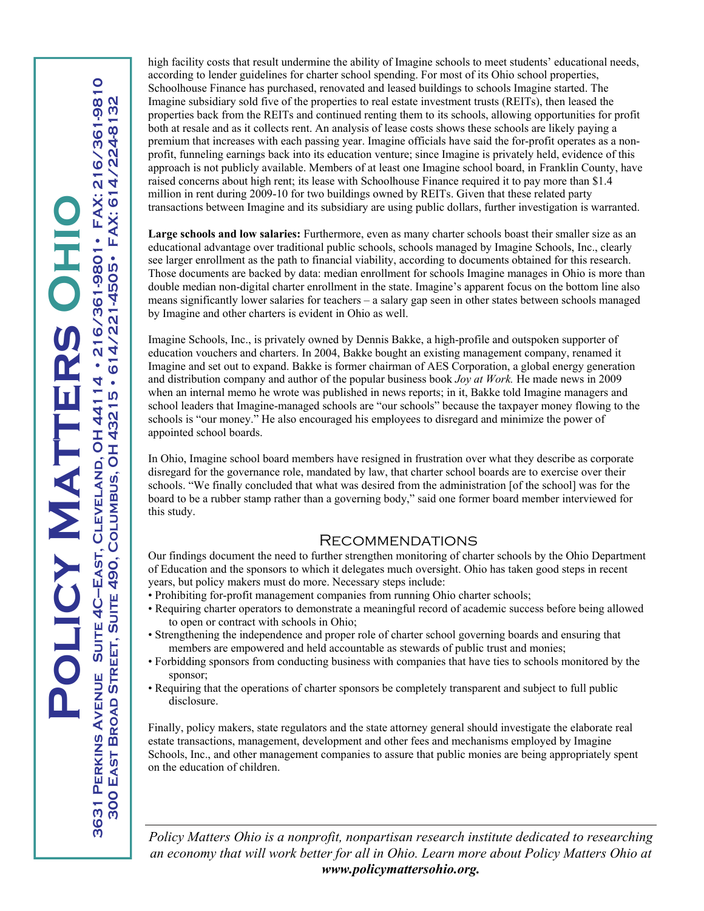high facility costs that result undermine the ability of Imagine schools to meet students' educational needs, according to lender guidelines for charter school spending. For most of its Ohio school properties, Schoolhouse Finance has purchased, renovated and leased buildings to schools Imagine started. The Imagine subsidiary sold five of the properties to real estate investment trusts (REITs), then leased the properties back from the REITs and continued renting them to its schools, allowing opportunities for profit both at resale and as it collects rent. An analysis of lease costs shows these schools are likely paying a premium that increases with each passing year. Imagine officials have said the for-profit operates as a non-profit, funneling earnings back into its education venture; since Imagine is privately held, evidence of this approach is not publicly available. Members of at least one Imagine school board, in Franklin County, have raised concerns about high rent; its lease with Schoolhouse Finance required it to pay more than $1.4 million in rent during 2009-10 for two buildings owned by REITs. Given that these related party transactions between Imagine and its subsidiary are using public dollars, further investigation is warranted.

**Large schools and low salaries:** Furthermore, even as many charter schools boast their smaller size as an educational advantage over traditional public schools, schools managed by Imagine Schools, Inc., clearly see larger enrollment as the path to financial viability, according to documents obtained for this research. Those documents are backed by data: median enrollment for schools Imagine manages in Ohio is more than double median non-digital charter enrollment in the state. Imagine's apparent focus on the bottom line also means significantly lower salaries for teachers – a salary gap seen in other states between schools managed by Imagine and other charters is evident in Ohio as well.

Imagine Schools, Inc., is privately owned by Dennis Bakke, a high-profile and outspoken supporter of education vouchers and charters. In 2004, Bakke bought an existing management company, renamed it Imagine and set out to expand. Bakke is former chairman of AES Corporation, a global energy generation and distribution company and author of the popular business book *Joy at Work.* He made news in 2009 when an internal memo he wrote was published in news reports; in it, Bakke told Imagine managers and school leaders that Imagine-managed schools are "our schools" because the taxpayer money flowing to the schools is "our money." He also encouraged his employees to disregard and minimize the power of appointed school boards.

In Ohio, Imagine school board members have resigned in frustration over what they describe as corporate disregard for the governance role, mandated by law, that charter school boards are to exercise over their schools. "We finally concluded that what was desired from the administration [of the school] was for the board to be a rubber stamp rather than a governing body," said one former board member interviewed for this study.

## Recommendations

Our findings document the need to further strengthen monitoring of charter schools by the Ohio Department of Education and the sponsors to which it delegates much oversight. Ohio has taken good steps in recent years, but policy makers must do more. Necessary steps include:

- Prohibiting for-profit management companies from running Ohio charter schools;
- Requiring charter operators to demonstrate a meaningful record of academic success before being allowed to open or contract with schools in Ohio;
- Strengthening the independence and proper role of charter school governing boards and ensuring that members are empowered and held accountable as stewards of public trust and monies;
- Forbidding sponsors from conducting business with companies that have ties to schools monitored by the sponsor;
- Requiring that the operations of charter sponsors be completely transparent and subject to full public disclosure.

Finally, policy makers, state regulators and the state attorney general should investigate the elaborate real estate transactions, management, development and other fees and mechanisms employed by Imagine Schools, Inc., and other management companies to assure that public monies are being appropriately spent on the education of children.

*Policy Matters Ohio is a nonprofit, nonpartisan research institute dedicated to researching an economy that will work better for all in Ohio. Learn more about Policy Matters Ohio at* ***www.policymattersohio.org.***